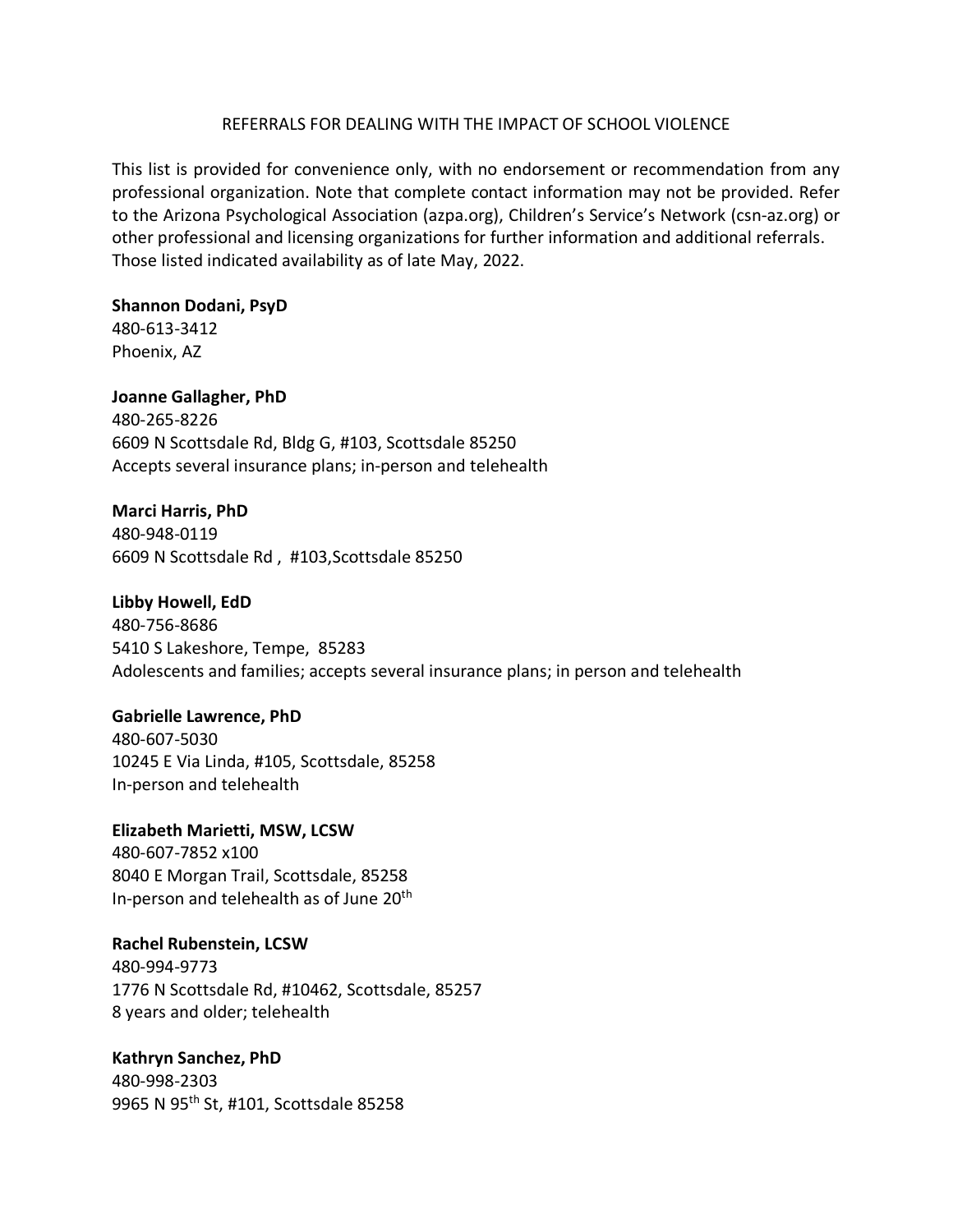# REFERRALS FOR DEALING WITH THE IMPACT OF SCHOOL VIOLENCE

This list is provided for convenience only, with no endorsement or recommendation from any professional organization. Note that complete contact information may not be provided. Refer to the Arizona Psychological Association (azpa.org), Children's Service's Network (csn-az.org) or other professional and licensing organizations for further information and additional referrals. Those listed indicated availability as of late May, 2022.

**Shannon Dodani, PsyD**
480-613-3412
Phoenix, AZ

**Joanne Gallagher, PhD**
480-265-8226
6609 N Scottsdale Rd, Bldg G, #103, Scottsdale 85250
Accepts several insurance plans; in-person and telehealth

**Marci Harris, PhD**
480-948-0119
6609 N Scottsdale Rd , #103,Scottsdale 85250

**Libby Howell, EdD**
480-756-8686
5410 S Lakeshore, Tempe, 85283
Adolescents and families; accepts several insurance plans; in person and telehealth

**Gabrielle Lawrence, PhD**
480-607-5030
10245 E Via Linda, #105, Scottsdale, 85258
In-person and telehealth

**Elizabeth Marietti, MSW, LCSW**
480-607-7852 x100
8040 E Morgan Trail, Scottsdale, 85258
In-person and telehealth as of June 20th

**Rachel Rubenstein, LCSW**
480-994-9773
1776 N Scottsdale Rd, #10462, Scottsdale, 85257
8 years and older; telehealth

**Kathryn Sanchez, PhD**
480-998-2303
9965 N 95th St, #101, Scottsdale 85258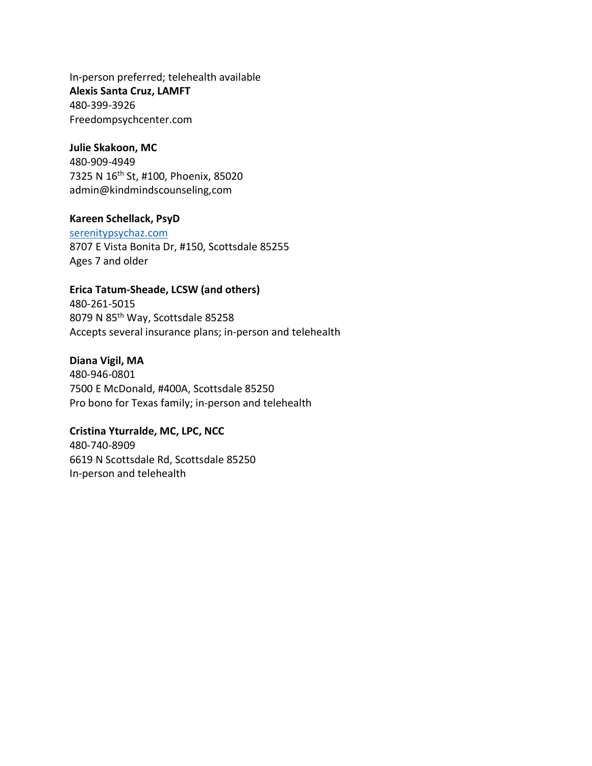In-person preferred; telehealth available

**Alexis Santa Cruz, LAMFT**
480-399-3926
Freedompsychcenter.com

**Julie Skakoon, MC**
480-909-4949
7325 N 16th St, #100, Phoenix, 85020
admin@kindmindscounseling,com

**Kareen Schellack, PsyD**
[serenitypsychaz.com](serenitypsychaz.com)
8707 E Vista Bonita Dr, #150, Scottsdale 85255
Ages 7 and older

**Erica Tatum-Sheade, LCSW (and others)**
480-261-5015
8079 N 85th Way, Scottsdale 85258
Accepts several insurance plans; in-person and telehealth

**Diana Vigil, MA**
480-946-0801
7500 E McDonald, #400A, Scottsdale 85250
Pro bono for Texas family; in-person and telehealth

**Cristina Yturralde, MC, LPC, NCC**
480-740-8909
6619 N Scottsdale Rd, Scottsdale 85250
In-person and telehealth